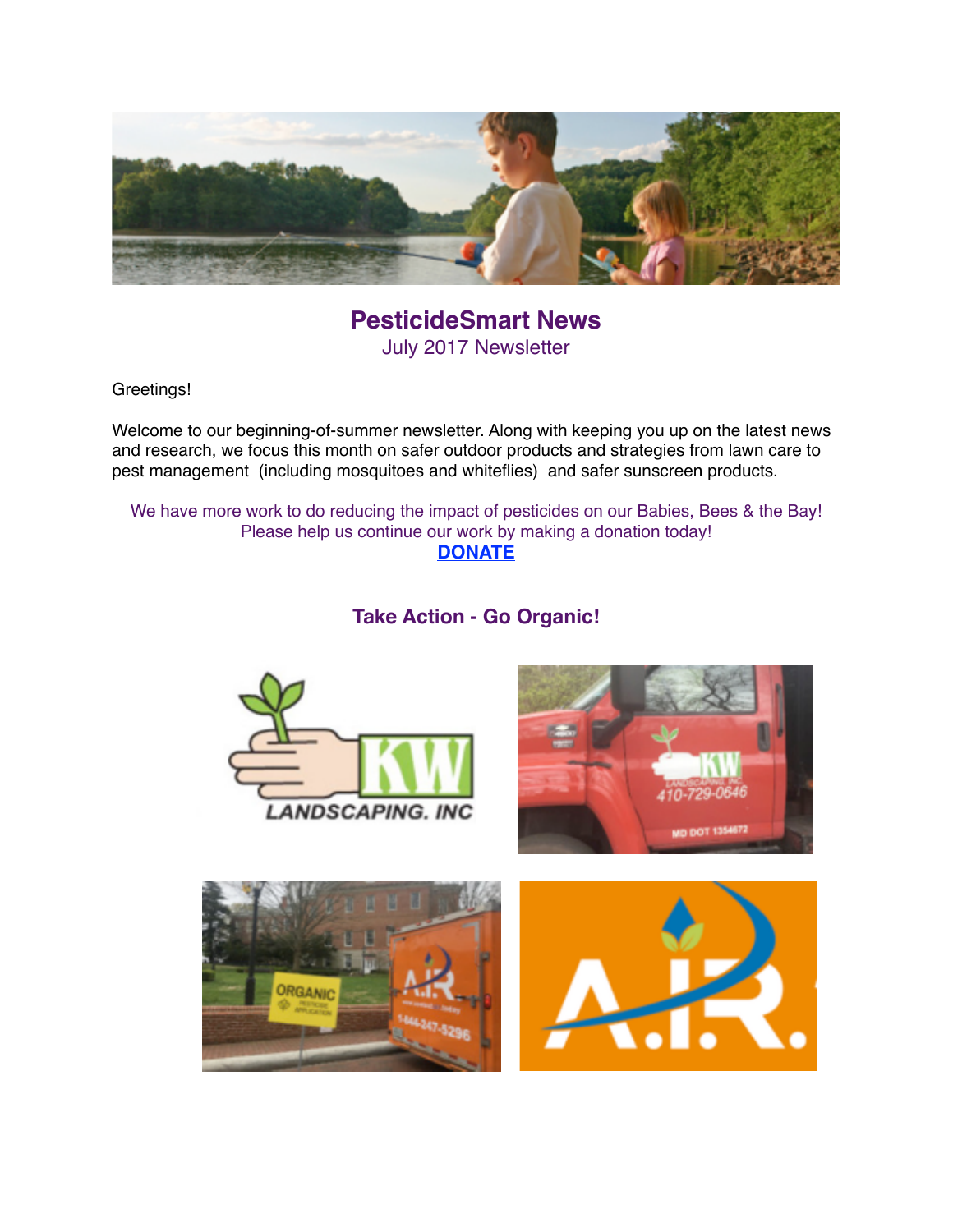# PesticideSmart News

July 2017 Newsletter

Greetings!

Welcome to our beginning-of-summer newsletter. Along with keeping you up on the latest news and research, we focus this month on safer outdoor products and strategies from lawn care to pest management (including mosquitoes and whiteflies) and safer sunscreen products.

We have more work to do reducing the impact of pesticides on our Babies, Bees & the Bay! Please help us continue our work by making a donation today!

**DONATE**

## Take Action - Go Organic!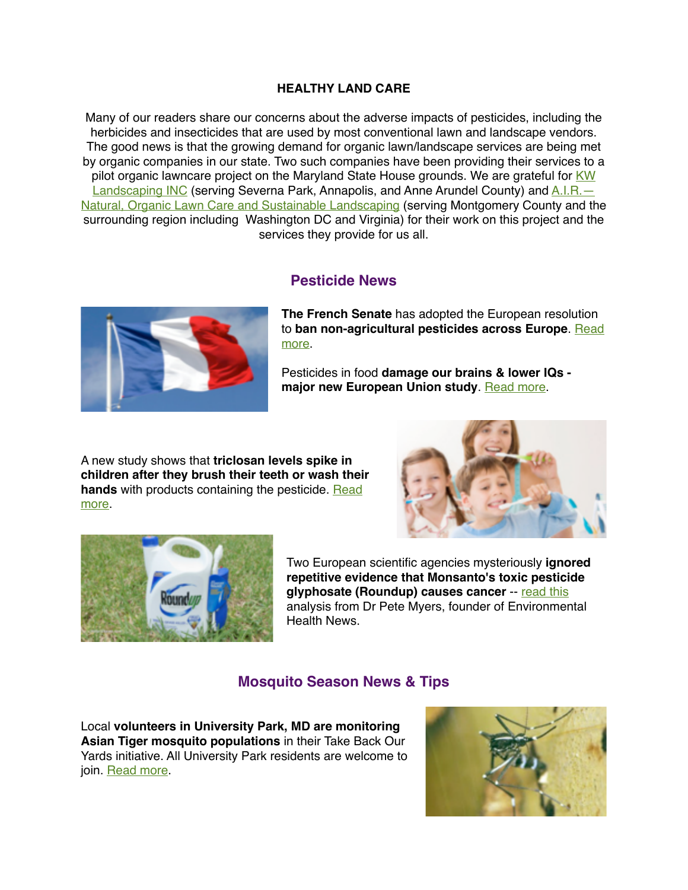## HEALTHY LAND CARE

Many of our readers share our concerns about the adverse impacts of pesticides, including the herbicides and insecticides that are used by most conventional lawn and landscape vendors. The good news is that the growing demand for organic lawn/landscape services are being met by organic companies in our state. Two such companies have been providing their services to a pilot organic lawncare project on the Maryland State House grounds. We are grateful for KW Landscaping INC (serving Severna Park, Annapolis, and Anne Arundel County) and A.I.R.— Natural, Organic Lawn Care and Sustainable Landscaping (serving Montgomery County and the surrounding region including Washington DC and Virginia) for their work on this project and the services they provide for us all.

## Pesticide News

**The French Senate** has adopted the European resolution to **ban non-agricultural pesticides across Europe**. Read more.

Pesticides in food **damage our brains & lower IQs - major new European Union study**. Read more.

A new study shows that **triclosan levels spike in children after they brush their teeth or wash their hands** with products containing the pesticide. Read more.

Two European scientific agencies mysteriously **ignored repetitive evidence that Monsanto's toxic pesticide glyphosate (Roundup) causes cancer** -- read this analysis from Dr Pete Myers, founder of Environmental Health News.

## Mosquito Season News & Tips

Local **volunteers in University Park, MD are monitoring Asian Tiger mosquito populations** in their Take Back Our Yards initiative. All University Park residents are welcome to join. Read more.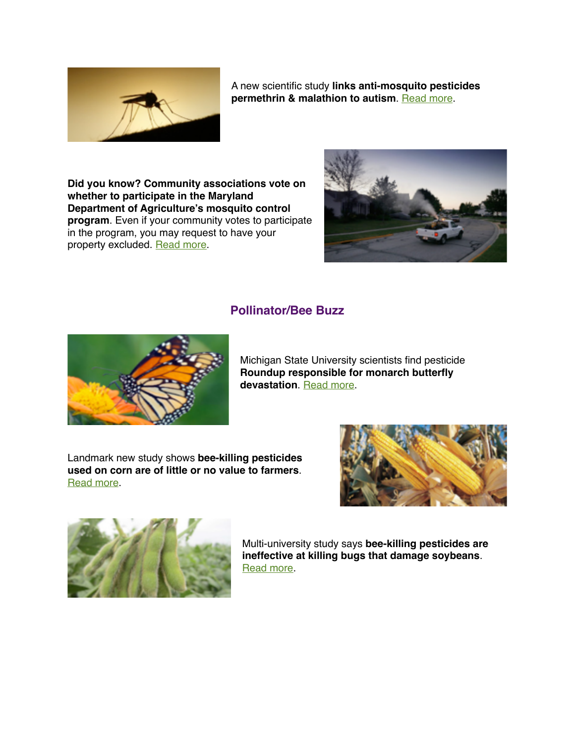A new scientific study **links anti-mosquito pesticides permethrin & malathion to autism**. Read more.

**Did you know? Community associations vote on whether to participate in the Maryland Department of Agriculture's mosquito control program**. Even if your community votes to participate in the program, you may request to have your property excluded. Read more.

## Pollinator/Bee Buzz

Michigan State University scientists find pesticide **Roundup responsible for monarch butterfly devastation**. Read more.

Landmark new study shows **bee-killing pesticides used on corn are of little or no value to farmers**. Read more.

Multi-university study says **bee-killing pesticides are ineffective at killing bugs that damage soybeans**. Read more.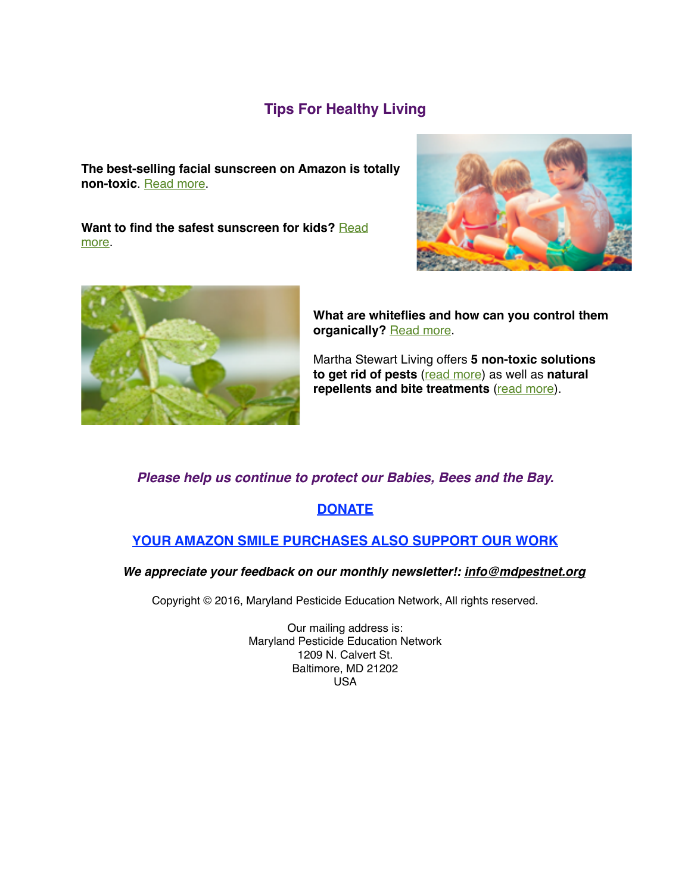## Tips For Healthy Living

**The best-selling facial sunscreen on Amazon is totally non-toxic**. Read more.

**Want to find the safest sunscreen for kids?** Read more.

**What are whiteflies and how can you control them organically?** Read more.

Martha Stewart Living offers **5 non-toxic solutions to get rid of pests** (read more) as well as **natural repellents and bite treatments** (read more).

***Please help us continue to protect our Babies, Bees and the Bay.***

**DONATE**

**YOUR AMAZON SMILE PURCHASES ALSO SUPPORT OUR WORK**

***We appreciate your feedback on our monthly newsletter!: info@mdpestnet.org***

Copyright © 2016, Maryland Pesticide Education Network, All rights reserved.

Our mailing address is:
Maryland Pesticide Education Network
1209 N. Calvert St.
Baltimore, MD 21202
USA